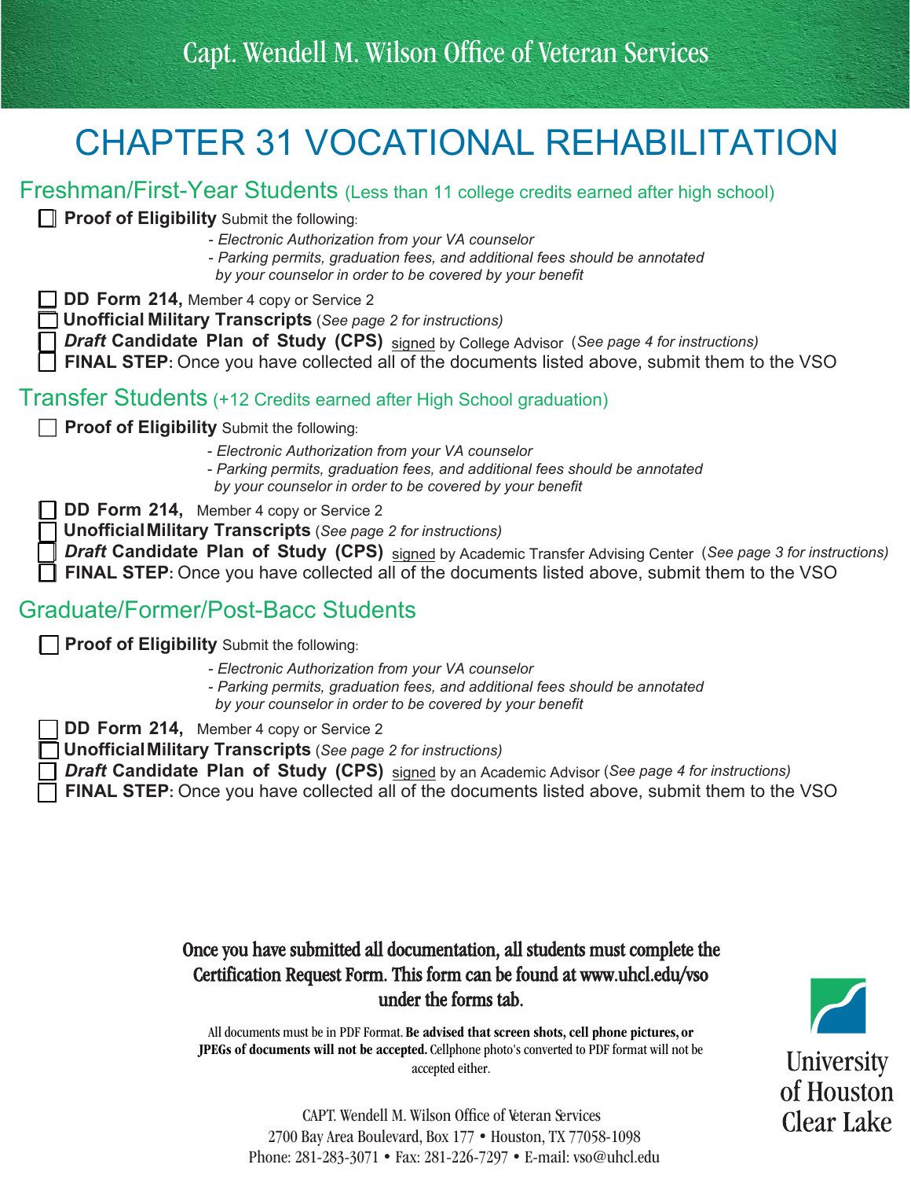Capt. Wendell M. Wilson Office of Veteran Services

# CHAPTER 31 VOCATIONAL REHABILITATION

## Freshman/First-Year Students (Less than 11 college credits earned after high school)

- [ ] **Proof of Eligibility** Submit the following:
  - *- Electronic Authorization from your VA counselor*
  - *- Parking permits, graduation fees, and additional fees should be annotated by your counselor in order to be covered by your benefit*
- [ ] **DD Form 214,** Member 4 copy or Service 2
- [ ] **Unofficial Military Transcripts** (*See page 2 for instructions)*
- [ ] ***Draft* Candidate Plan of Study (CPS)** signed by College Advisor (*See page 4 for instructions)*
- [ ] **FINAL STEP:** Once you have collected all of the documents listed above, submit them to the VSO

## Transfer Students (+12 Credits earned after High School graduation)

- [ ] **Proof of Eligibility** Submit the following:
  - *- Electronic Authorization from your VA counselor*
  - *- Parking permits, graduation fees, and additional fees should be annotated by your counselor in order to be covered by your benefit*
- [ ] **DD Form 214,** Member 4 copy or Service 2
- [ ] **Unofficial Military Transcripts** (*See page 2 for instructions)*
- [ ] ***Draft* Candidate Plan of Study (CPS)** signed by Academic Transfer Advising Center (*See page 3 for instructions)*
- [ ] **FINAL STEP:** Once you have collected all of the documents listed above, submit them to the VSO

## Graduate/Former/Post-Bacc Students

- [ ] **Proof of Eligibility** Submit the following:
  - *- Electronic Authorization from your VA counselor*
  - *- Parking permits, graduation fees, and additional fees should be annotated by your counselor in order to be covered by your benefit*
- [ ] **DD Form 214,** Member 4 copy or Service 2
- [ ] **Unofficial Military Transcripts** (*See page 2 for instructions)*
- [ ] ***Draft* Candidate Plan of Study (CPS)** signed by an Academic Advisor (*See page 4 for instructions)*
- [ ] **FINAL STEP:** Once you have collected all of the documents listed above, submit them to the VSO

**Once you have submitted all documentation, all students must complete the Certification Request Form. This form can be found at www.uhcl.edu/vso under the forms tab.**

All documents must be in PDF Format. **Be advised that screen shots, cell phone pictures, or JPEGs of documents will not be accepted.** Cellphone photo's converted to PDF format will not be accepted either.

CAPT. Wendell M. Wilson Office of Veteran Services
2700 Bay Area Boulevard, Box 177 • Houston, TX 77058-1098
Phone: 281-283-3071 • Fax: 281-226-7297 • E-mail: vso@uhcl.edu

University of Houston Clear Lake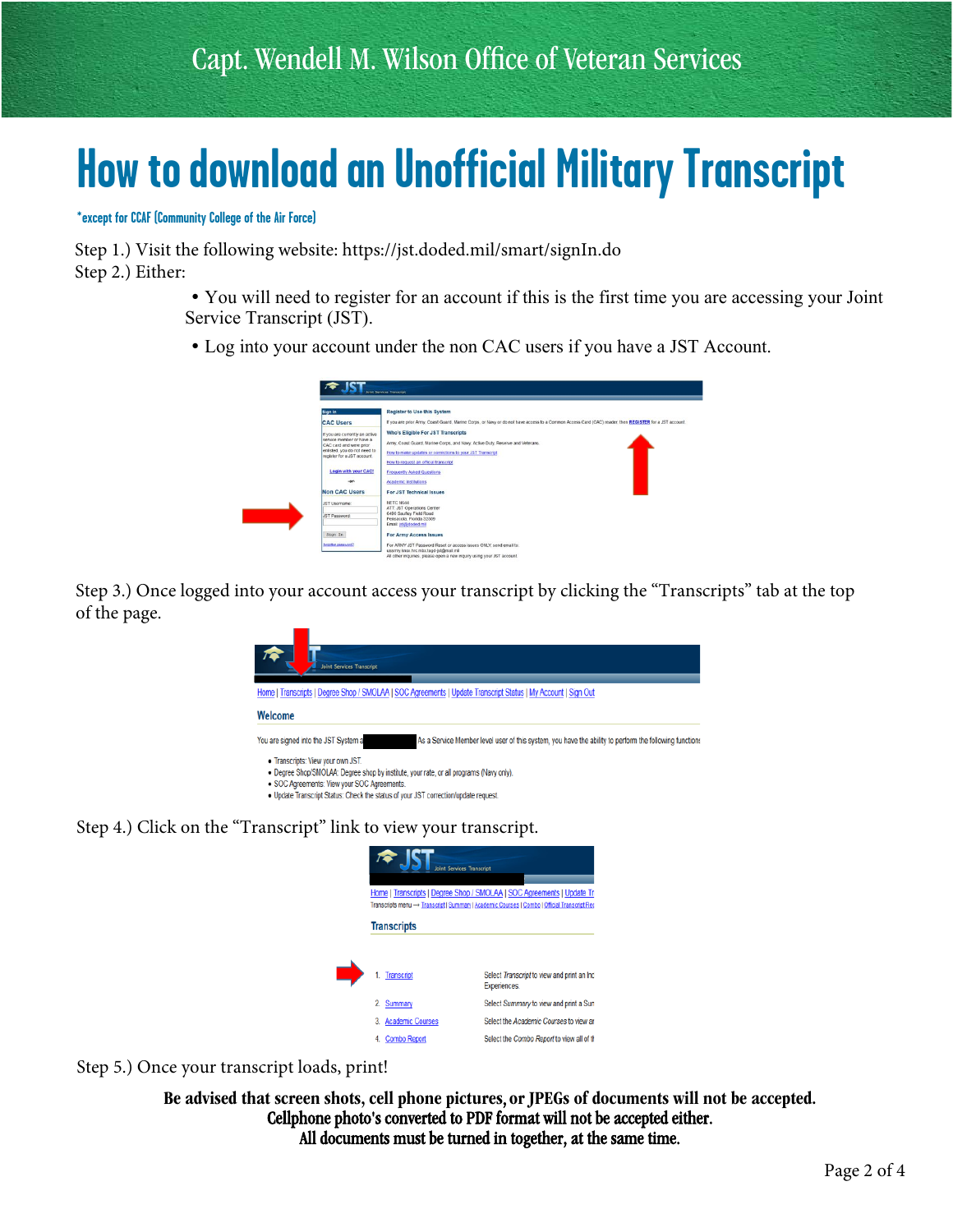Capt. Wendell M. Wilson Office of Veteran Services

# How to download an Unofficial Military Transcript

*except for CCAF (Community College of the Air Force)

Step 1.) Visit the following website: https://jst.doded.mil/smart/signIn.do

Step 2.) Either:

- You will need to register for an account if this is the first time you are accessing your Joint Service Transcript (JST).
- Log into your account under the non CAC users if you have a JST Account.

Step 3.) Once logged into your account access your transcript by clicking the "Transcripts" tab at the top of the page.

Step 4.) Click on the "Transcript" link to view your transcript.

Step 5.) Once your transcript loads, print!

**Be advised that screen shots, cell phone pictures, or JPEGs of documents will not be accepted.**
**Cellphone photo's converted to PDF format will not be accepted either.**
**All documents must be turned in together, at the same time.**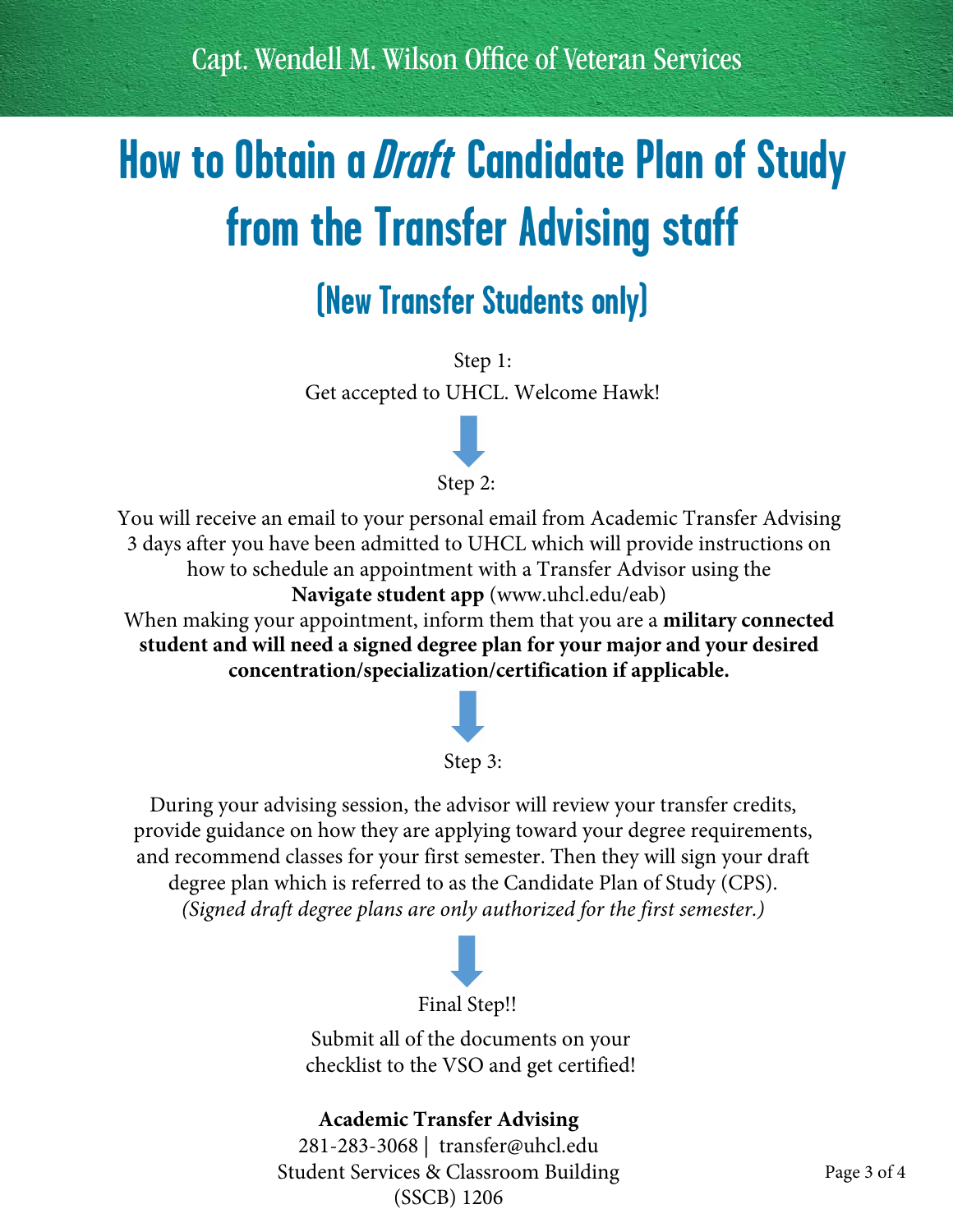Capt. Wendell M. Wilson Office of Veteran Services

# How to Obtain a *Draft* Candidate Plan of Study from the Transfer Advising staff

## (New Transfer Students only)

Step 1:

Get accepted to UHCL. Welcome Hawk!

Step 2:

You will receive an email to your personal email from Academic Transfer Advising 3 days after you have been admitted to UHCL which will provide instructions on how to schedule an appointment with a Transfer Advisor using the **Navigate student app** (www.uhcl.edu/eab)

When making your appointment, inform them that you are a **military connected student and will need a signed degree plan for your major and your desired concentration/specialization/certification if applicable.**

Step 3:

During your advising session, the advisor will review your transfer credits, provide guidance on how they are applying toward your degree requirements, and recommend classes for your first semester. Then they will sign your draft degree plan which is referred to as the Candidate Plan of Study (CPS).

*(Signed draft degree plans are only authorized for the first semester.)*

Final Step!!

Submit all of the documents on your checklist to the VSO and get certified!

**Academic Transfer Advising**

281-283-3068 | transfer@uhcl.edu

Student Services & Classroom Building (SSCB) 1206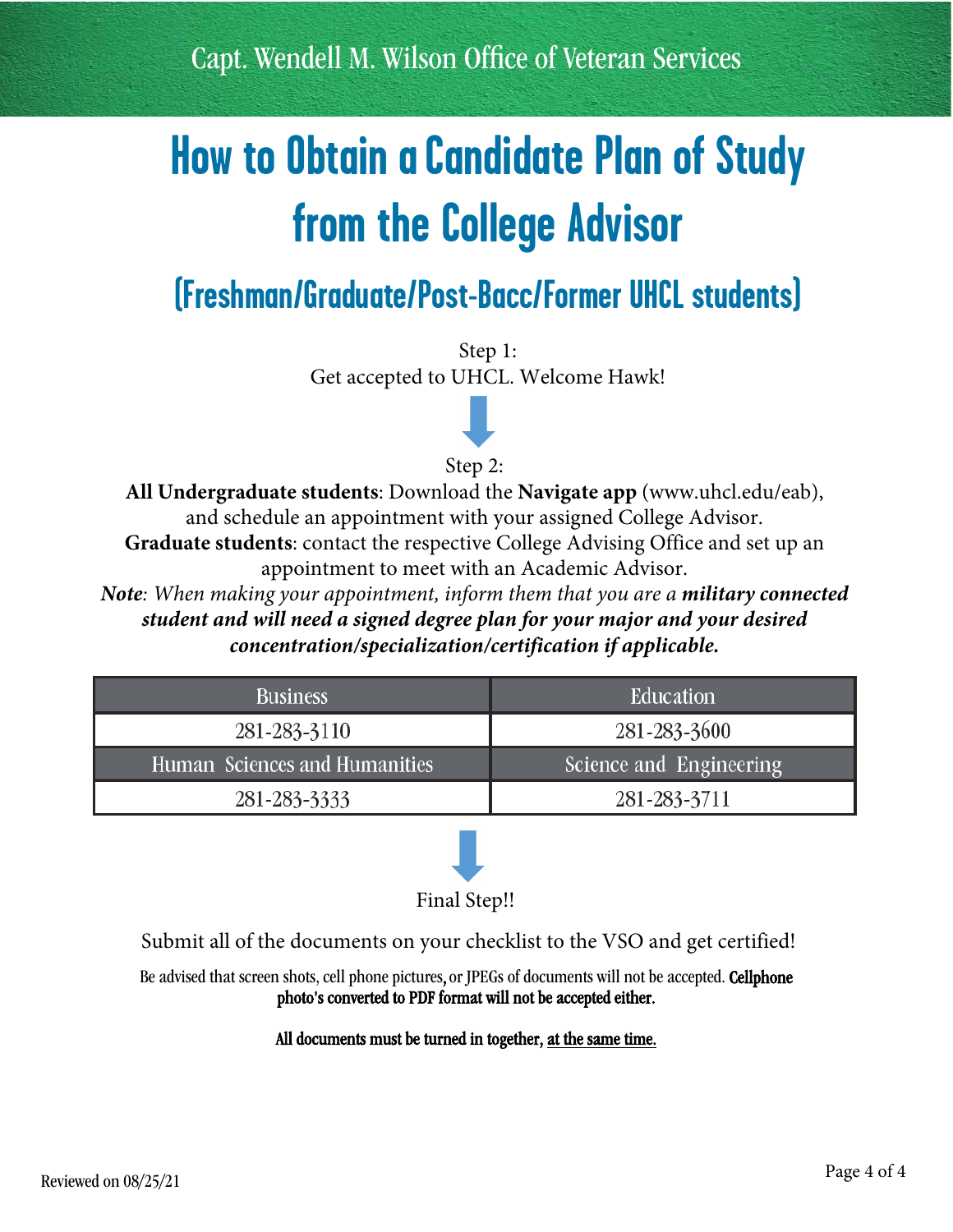Capt. Wendell M. Wilson Office of Veteran Services

# How to Obtain a Candidate Plan of Study from the College Advisor

## (Freshman/Graduate/Post-Bacc/Former UHCL students)

Step 1:
Get accepted to UHCL. Welcome Hawk!

Step 2:

**All Undergraduate students**: Download the **Navigate app** (www.uhcl.edu/eab), and schedule an appointment with your assigned College Advisor.

**Graduate students**: contact the respective College Advising Office and set up an appointment to meet with an Academic Advisor.

***Note**: When making your appointment, inform them that you are a **military connected student and will need a signed degree plan for your major and your desired concentration/specialization/certification if applicable.***

| Business | Education |
|---|---|
| 281-283-3110 | 281-283-3600 |
| Human Sciences and Humanities | Science and Engineering |
| 281-283-3333 | 281-283-3711 |

Final Step!!

Submit all of the documents on your checklist to the VSO and get certified!

Be advised that screen shots, cell phone pictures, or JPEGs of documents will not be accepted. **Cellphone photo's converted to PDF format will not be accepted either.**

**All documents must be turned in together, <u>at the same time.</u>**

Reviewed on 08/25/21